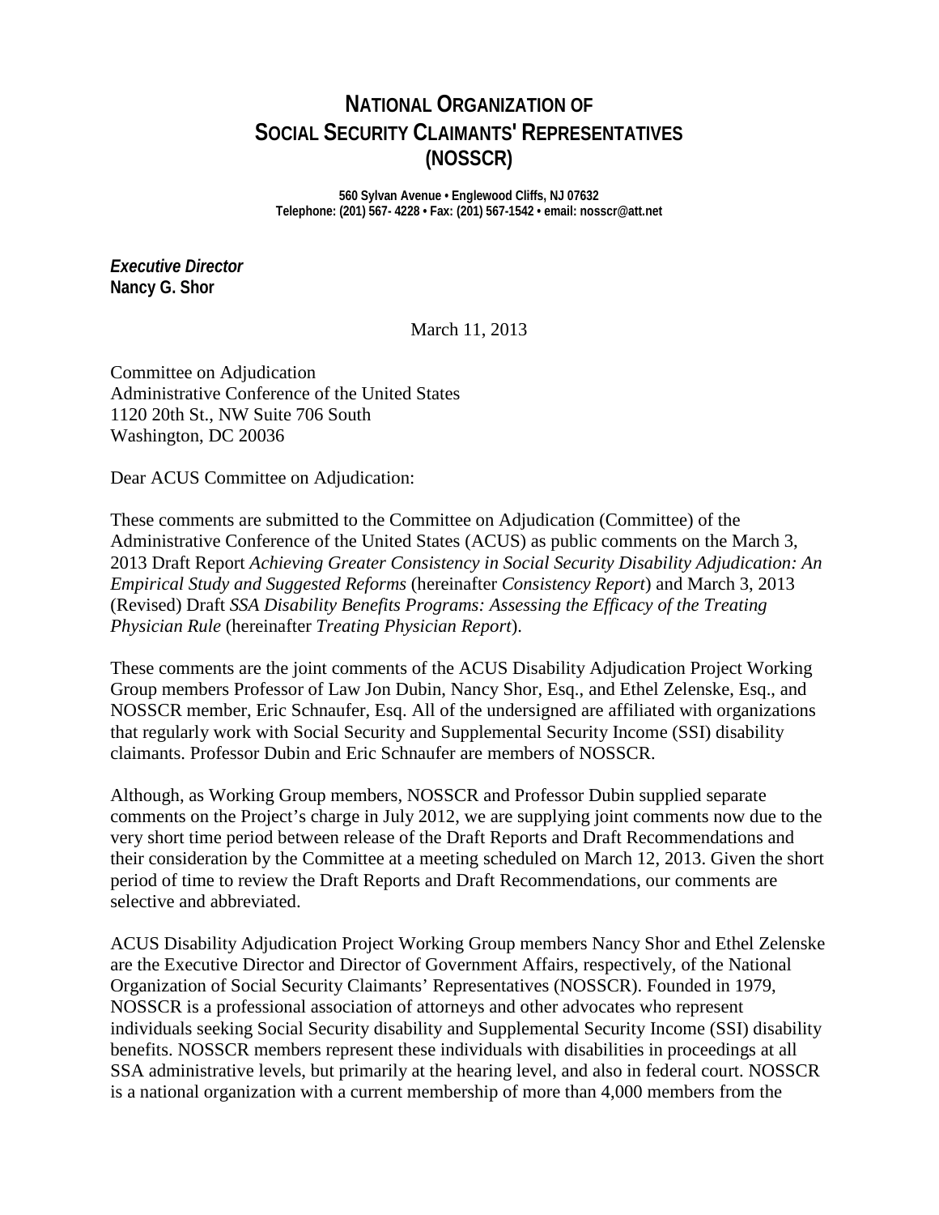# National Organization of Social Security Claimants' Representatives (NOSSCR)

**560 Sylvan Avenue • Englewood Cliffs, NJ 07632**
**Telephone: (201) 567- 4228 • Fax: (201) 567-1542 • email: nosscr@att.net**

***Executive Director***
**Nancy G. Shor**

March 11, 2013

Committee on Adjudication
Administrative Conference of the United States
1120 20th St., NW Suite 706 South
Washington, DC 20036

Dear ACUS Committee on Adjudication:

These comments are submitted to the Committee on Adjudication (Committee) of the Administrative Conference of the United States (ACUS) as public comments on the March 3, 2013 Draft Report *Achieving Greater Consistency in Social Security Disability Adjudication: An Empirical Study and Suggested Reforms* (hereinafter *Consistency Report*) and March 3, 2013 (Revised) Draft *SSA Disability Benefits Programs: Assessing the Efficacy of the Treating Physician Rule* (hereinafter *Treating Physician Report*).

These comments are the joint comments of the ACUS Disability Adjudication Project Working Group members Professor of Law Jon Dubin, Nancy Shor, Esq., and Ethel Zelenske, Esq., and NOSSCR member, Eric Schnaufer, Esq. All of the undersigned are affiliated with organizations that regularly work with Social Security and Supplemental Security Income (SSI) disability claimants. Professor Dubin and Eric Schnaufer are members of NOSSCR.

Although, as Working Group members, NOSSCR and Professor Dubin supplied separate comments on the Project's charge in July 2012, we are supplying joint comments now due to the very short time period between release of the Draft Reports and Draft Recommendations and their consideration by the Committee at a meeting scheduled on March 12, 2013. Given the short period of time to review the Draft Reports and Draft Recommendations, our comments are selective and abbreviated.

ACUS Disability Adjudication Project Working Group members Nancy Shor and Ethel Zelenske are the Executive Director and Director of Government Affairs, respectively, of the National Organization of Social Security Claimants' Representatives (NOSSCR). Founded in 1979, NOSSCR is a professional association of attorneys and other advocates who represent individuals seeking Social Security disability and Supplemental Security Income (SSI) disability benefits. NOSSCR members represent these individuals with disabilities in proceedings at all SSA administrative levels, but primarily at the hearing level, and also in federal court. NOSSCR is a national organization with a current membership of more than 4,000 members from the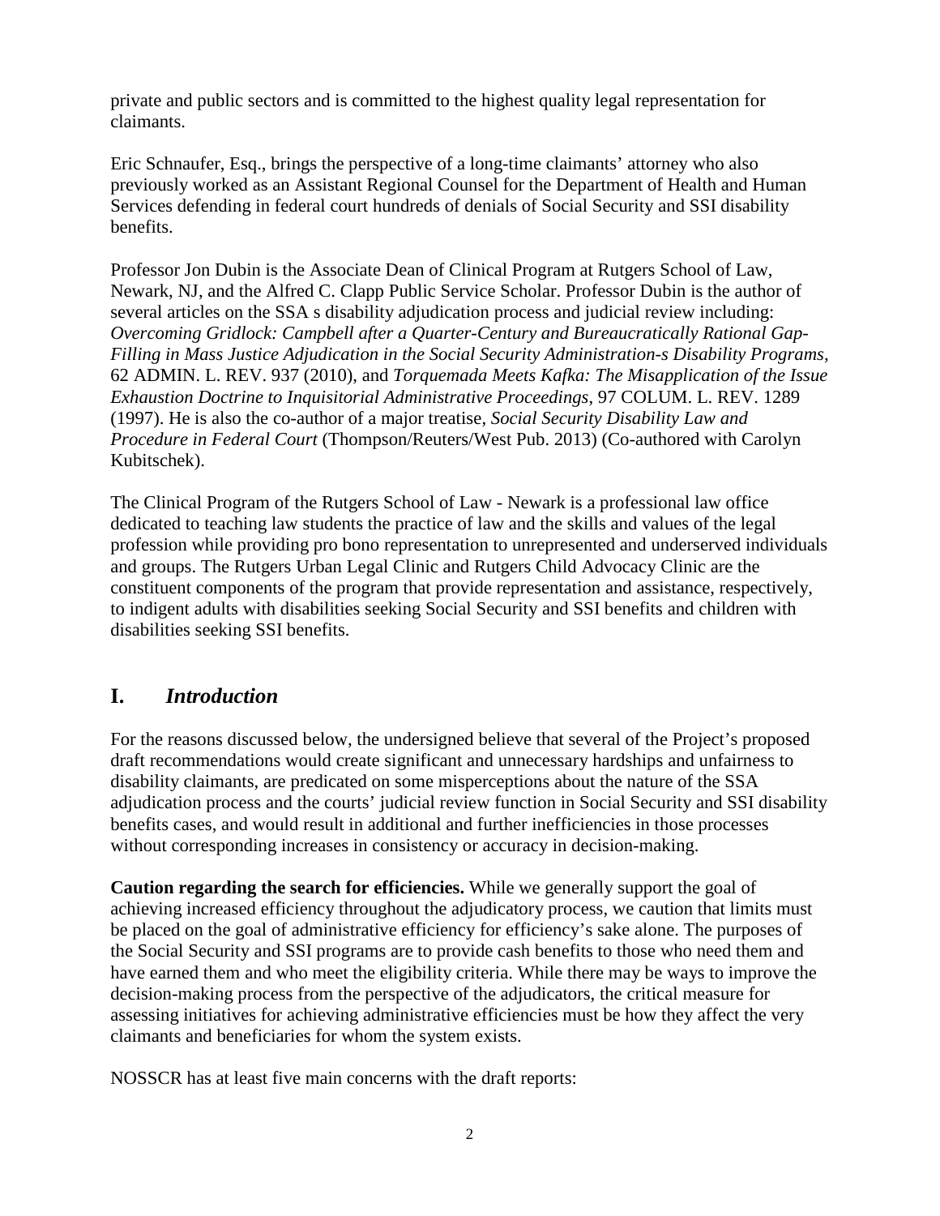private and public sectors and is committed to the highest quality legal representation for claimants.

Eric Schnaufer, Esq., brings the perspective of a long-time claimants' attorney who also previously worked as an Assistant Regional Counsel for the Department of Health and Human Services defending in federal court hundreds of denials of Social Security and SSI disability benefits.

Professor Jon Dubin is the Associate Dean of Clinical Program at Rutgers School of Law, Newark, NJ, and the Alfred C. Clapp Public Service Scholar. Professor Dubin is the author of several articles on the SSA s disability adjudication process and judicial review including: *Overcoming Gridlock: Campbell after a Quarter-Century and Bureaucratically Rational Gap-Filling in Mass Justice Adjudication in the Social Security Administration-s Disability Programs*, 62 ADMIN. L. REV. 937 (2010), and *Torquemada Meets Kafka: The Misapplication of the Issue Exhaustion Doctrine to Inquisitorial Administrative Proceedings*, 97 COLUM. L. REV. 1289 (1997). He is also the co-author of a major treatise, *Social Security Disability Law and Procedure in Federal Court* (Thompson/Reuters/West Pub. 2013) (Co-authored with Carolyn Kubitschek).

The Clinical Program of the Rutgers School of Law - Newark is a professional law office dedicated to teaching law students the practice of law and the skills and values of the legal profession while providing pro bono representation to unrepresented and underserved individuals and groups. The Rutgers Urban Legal Clinic and Rutgers Child Advocacy Clinic are the constituent components of the program that provide representation and assistance, respectively, to indigent adults with disabilities seeking Social Security and SSI benefits and children with disabilities seeking SSI benefits.

## I. *Introduction*

For the reasons discussed below, the undersigned believe that several of the Project's proposed draft recommendations would create significant and unnecessary hardships and unfairness to disability claimants, are predicated on some misperceptions about the nature of the SSA adjudication process and the courts' judicial review function in Social Security and SSI disability benefits cases, and would result in additional and further inefficiencies in those processes without corresponding increases in consistency or accuracy in decision-making.

**Caution regarding the search for efficiencies.** While we generally support the goal of achieving increased efficiency throughout the adjudicatory process, we caution that limits must be placed on the goal of administrative efficiency for efficiency's sake alone. The purposes of the Social Security and SSI programs are to provide cash benefits to those who need them and have earned them and who meet the eligibility criteria. While there may be ways to improve the decision-making process from the perspective of the adjudicators, the critical measure for assessing initiatives for achieving administrative efficiencies must be how they affect the very claimants and beneficiaries for whom the system exists.

NOSSCR has at least five main concerns with the draft reports: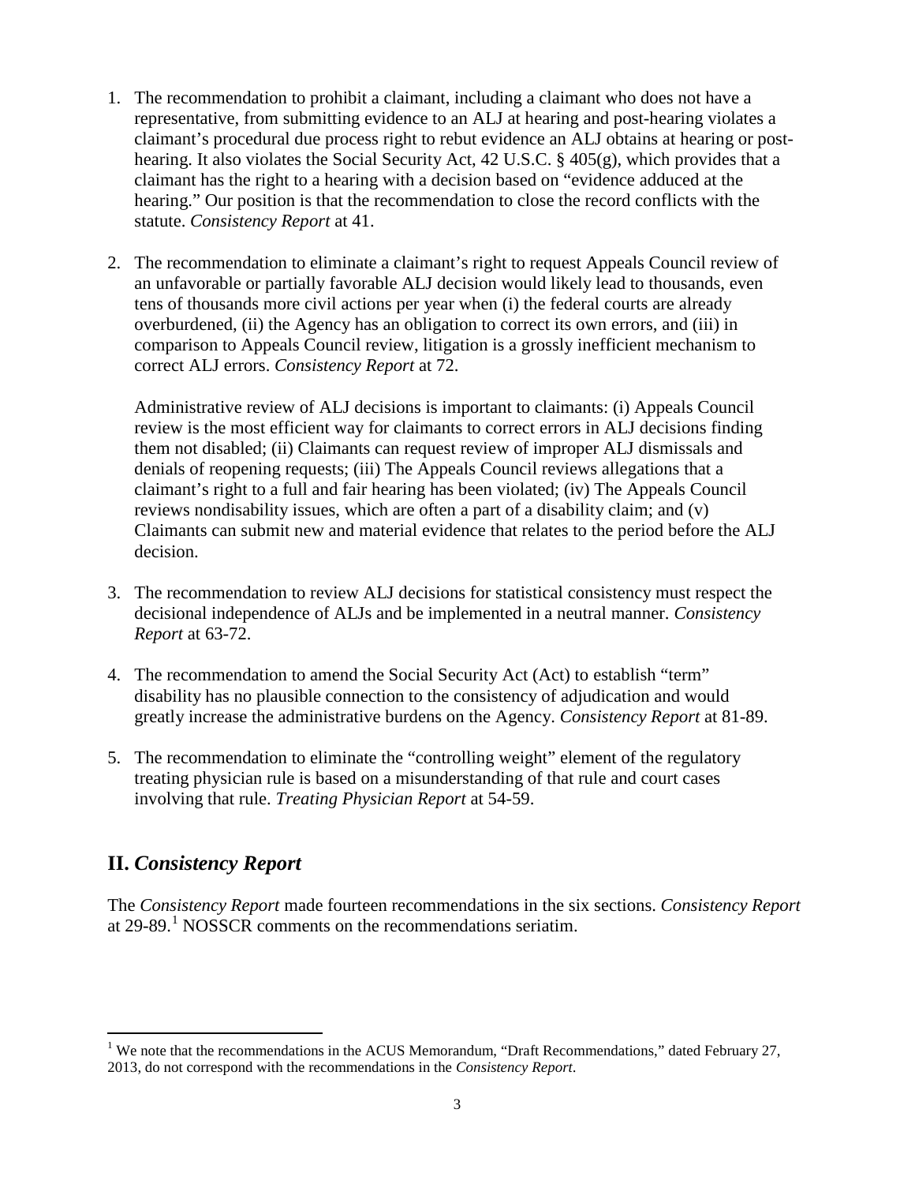1. The recommendation to prohibit a claimant, including a claimant who does not have a representative, from submitting evidence to an ALJ at hearing and post-hearing violates a claimant's procedural due process right to rebut evidence an ALJ obtains at hearing or post-hearing. It also violates the Social Security Act, 42 U.S.C. § 405(g), which provides that a claimant has the right to a hearing with a decision based on "evidence adduced at the hearing." Our position is that the recommendation to close the record conflicts with the statute. *Consistency Report* at 41.

2. The recommendation to eliminate a claimant's right to request Appeals Council review of an unfavorable or partially favorable ALJ decision would likely lead to thousands, even tens of thousands more civil actions per year when (i) the federal courts are already overburdened, (ii) the Agency has an obligation to correct its own errors, and (iii) in comparison to Appeals Council review, litigation is a grossly inefficient mechanism to correct ALJ errors. *Consistency Report* at 72.

   Administrative review of ALJ decisions is important to claimants: (i) Appeals Council review is the most efficient way for claimants to correct errors in ALJ decisions finding them not disabled; (ii) Claimants can request review of improper ALJ dismissals and denials of reopening requests; (iii) The Appeals Council reviews allegations that a claimant's right to a full and fair hearing has been violated; (iv) The Appeals Council reviews nondisability issues, which are often a part of a disability claim; and (v) Claimants can submit new and material evidence that relates to the period before the ALJ decision.

3. The recommendation to review ALJ decisions for statistical consistency must respect the decisional independence of ALJs and be implemented in a neutral manner. *Consistency Report* at 63-72.

4. The recommendation to amend the Social Security Act (Act) to establish "term" disability has no plausible connection to the consistency of adjudication and would greatly increase the administrative burdens on the Agency. *Consistency Report* at 81-89.

5. The recommendation to eliminate the "controlling weight" element of the regulatory treating physician rule is based on a misunderstanding of that rule and court cases involving that rule. *Treating Physician Report* at 54-59.

## II. *Consistency Report*

The *Consistency Report* made fourteen recommendations in the six sections. *Consistency Report* at 29-89.[1] NOSSCR comments on the recommendations seriatim.

[1] We note that the recommendations in the ACUS Memorandum, "Draft Recommendations," dated February 27, 2013, do not correspond with the recommendations in the *Consistency Report*.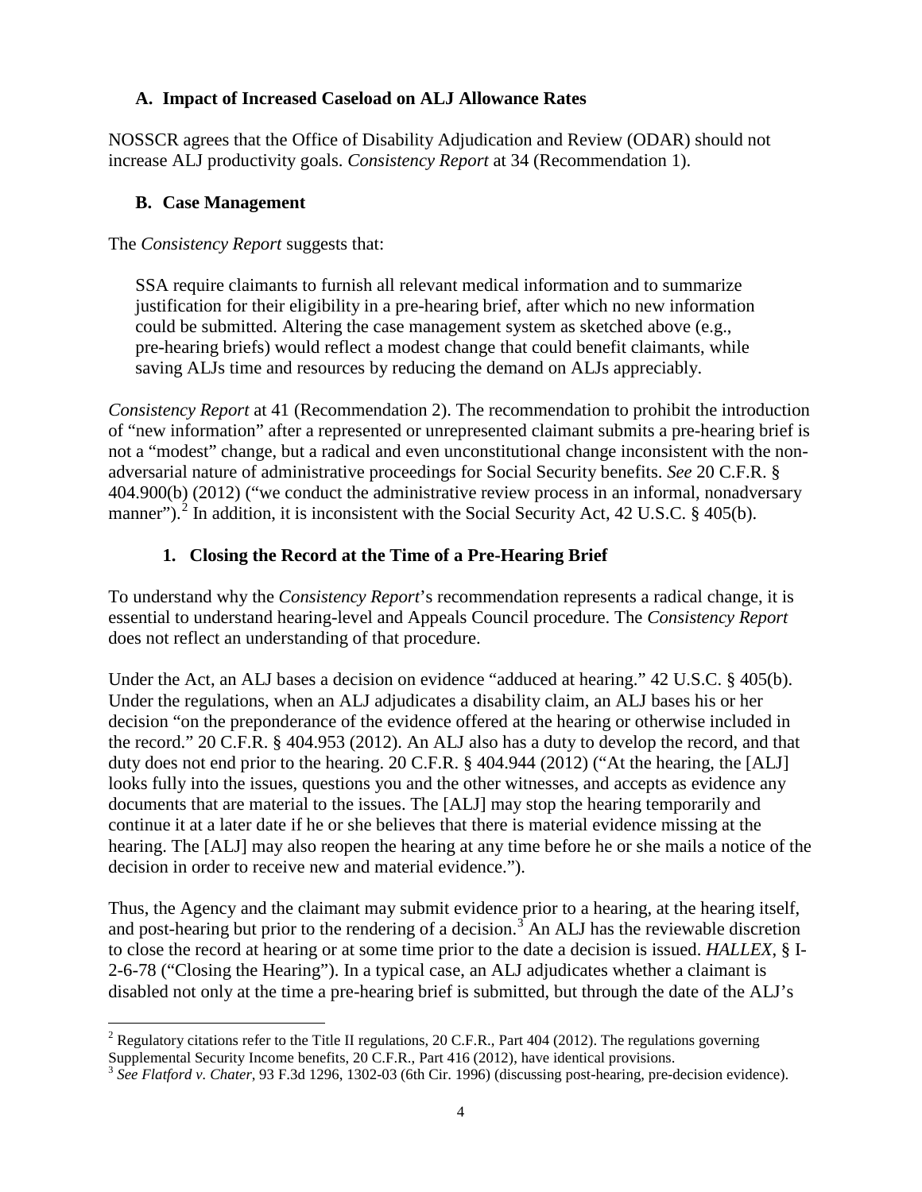### A. Impact of Increased Caseload on ALJ Allowance Rates

NOSSCR agrees that the Office of Disability Adjudication and Review (ODAR) should not increase ALJ productivity goals. *Consistency Report* at 34 (Recommendation 1).

### B. Case Management

The *Consistency Report* suggests that:

> SSA require claimants to furnish all relevant medical information and to summarize justification for their eligibility in a pre-hearing brief, after which no new information could be submitted. Altering the case management system as sketched above (e.g., pre-hearing briefs) would reflect a modest change that could benefit claimants, while saving ALJs time and resources by reducing the demand on ALJs appreciably.

*Consistency Report* at 41 (Recommendation 2). The recommendation to prohibit the introduction of "new information" after a represented or unrepresented claimant submits a pre-hearing brief is not a "modest" change, but a radical and even unconstitutional change inconsistent with the non-adversarial nature of administrative proceedings for Social Security benefits. *See* 20 C.F.R. § 404.900(b) (2012) ("we conduct the administrative review process in an informal, nonadversary manner").[2] In addition, it is inconsistent with the Social Security Act, 42 U.S.C. § 405(b).

#### 1. Closing the Record at the Time of a Pre-Hearing Brief

To understand why the *Consistency Report*'s recommendation represents a radical change, it is essential to understand hearing-level and Appeals Council procedure. The *Consistency Report* does not reflect an understanding of that procedure.

Under the Act, an ALJ bases a decision on evidence "adduced at hearing." 42 U.S.C. § 405(b). Under the regulations, when an ALJ adjudicates a disability claim, an ALJ bases his or her decision "on the preponderance of the evidence offered at the hearing or otherwise included in the record." 20 C.F.R. § 404.953 (2012). An ALJ also has a duty to develop the record, and that duty does not end prior to the hearing. 20 C.F.R. § 404.944 (2012) ("At the hearing, the [ALJ] looks fully into the issues, questions you and the other witnesses, and accepts as evidence any documents that are material to the issues. The [ALJ] may stop the hearing temporarily and continue it at a later date if he or she believes that there is material evidence missing at the hearing. The [ALJ] may also reopen the hearing at any time before he or she mails a notice of the decision in order to receive new and material evidence.").

Thus, the Agency and the claimant may submit evidence prior to a hearing, at the hearing itself, and post-hearing but prior to the rendering of a decision.[3] An ALJ has the reviewable discretion to close the record at hearing or at some time prior to the date a decision is issued. *HALLEX*, § I-2-6-78 ("Closing the Hearing"). In a typical case, an ALJ adjudicates whether a claimant is disabled not only at the time a pre-hearing brief is submitted, but through the date of the ALJ's

---

[2] Regulatory citations refer to the Title II regulations, 20 C.F.R., Part 404 (2012). The regulations governing Supplemental Security Income benefits, 20 C.F.R., Part 416 (2012), have identical provisions.

[3] *See Flatford v. Chater*, 93 F.3d 1296, 1302-03 (6th Cir. 1996) (discussing post-hearing, pre-decision evidence).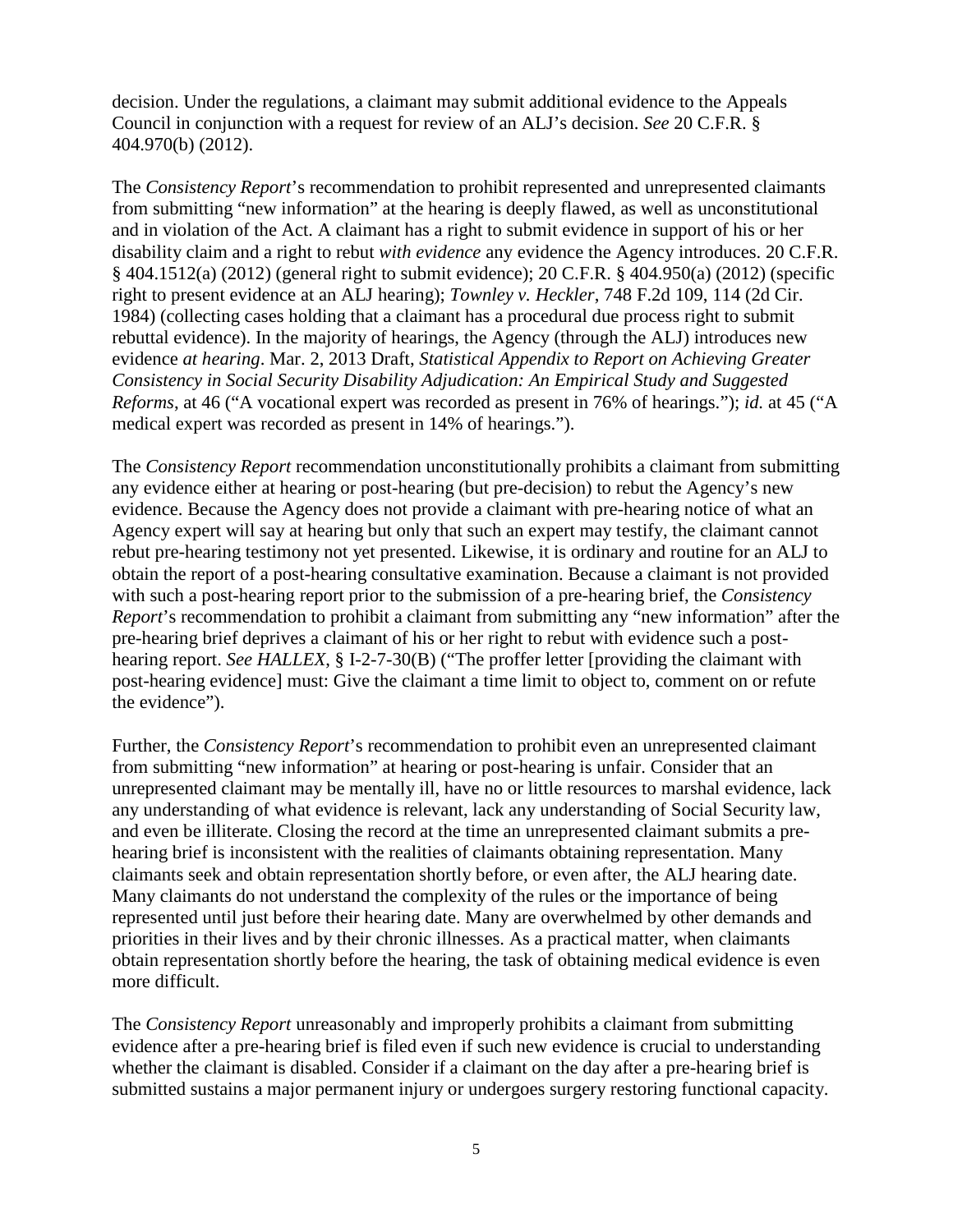decision. Under the regulations, a claimant may submit additional evidence to the Appeals Council in conjunction with a request for review of an ALJ's decision. *See* 20 C.F.R. § 404.970(b) (2012).

The *Consistency Report*'s recommendation to prohibit represented and unrepresented claimants from submitting "new information" at the hearing is deeply flawed, as well as unconstitutional and in violation of the Act. A claimant has a right to submit evidence in support of his or her disability claim and a right to rebut *with evidence* any evidence the Agency introduces. 20 C.F.R. § 404.1512(a) (2012) (general right to submit evidence); 20 C.F.R. § 404.950(a) (2012) (specific right to present evidence at an ALJ hearing); *Townley v. Heckler*, 748 F.2d 109, 114 (2d Cir. 1984) (collecting cases holding that a claimant has a procedural due process right to submit rebuttal evidence). In the majority of hearings, the Agency (through the ALJ) introduces new evidence *at hearing*. Mar. 2, 2013 Draft, *Statistical Appendix to Report on Achieving Greater Consistency in Social Security Disability Adjudication: An Empirical Study and Suggested Reforms*, at 46 ("A vocational expert was recorded as present in 76% of hearings."); *id.* at 45 ("A medical expert was recorded as present in 14% of hearings.").

The *Consistency Report* recommendation unconstitutionally prohibits a claimant from submitting any evidence either at hearing or post-hearing (but pre-decision) to rebut the Agency's new evidence. Because the Agency does not provide a claimant with pre-hearing notice of what an Agency expert will say at hearing but only that such an expert may testify, the claimant cannot rebut pre-hearing testimony not yet presented. Likewise, it is ordinary and routine for an ALJ to obtain the report of a post-hearing consultative examination. Because a claimant is not provided with such a post-hearing report prior to the submission of a pre-hearing brief, the *Consistency Report*'s recommendation to prohibit a claimant from submitting any "new information" after the pre-hearing brief deprives a claimant of his or her right to rebut with evidence such a post-hearing report. *See HALLEX*, § I-2-7-30(B) ("The proffer letter [providing the claimant with post-hearing evidence] must: Give the claimant a time limit to object to, comment on or refute the evidence").

Further, the *Consistency Report*'s recommendation to prohibit even an unrepresented claimant from submitting "new information" at hearing or post-hearing is unfair. Consider that an unrepresented claimant may be mentally ill, have no or little resources to marshal evidence, lack any understanding of what evidence is relevant, lack any understanding of Social Security law, and even be illiterate. Closing the record at the time an unrepresented claimant submits a pre-hearing brief is inconsistent with the realities of claimants obtaining representation. Many claimants seek and obtain representation shortly before, or even after, the ALJ hearing date. Many claimants do not understand the complexity of the rules or the importance of being represented until just before their hearing date. Many are overwhelmed by other demands and priorities in their lives and by their chronic illnesses. As a practical matter, when claimants obtain representation shortly before the hearing, the task of obtaining medical evidence is even more difficult.

The *Consistency Report* unreasonably and improperly prohibits a claimant from submitting evidence after a pre-hearing brief is filed even if such new evidence is crucial to understanding whether the claimant is disabled. Consider if a claimant on the day after a pre-hearing brief is submitted sustains a major permanent injury or undergoes surgery restoring functional capacity.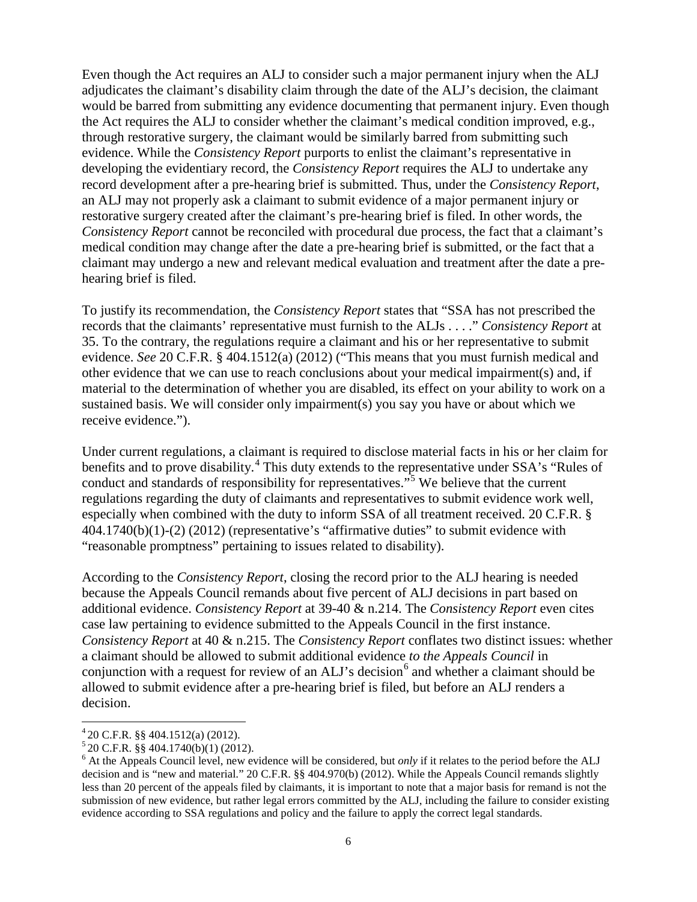Even though the Act requires an ALJ to consider such a major permanent injury when the ALJ adjudicates the claimant's disability claim through the date of the ALJ's decision, the claimant would be barred from submitting any evidence documenting that permanent injury. Even though the Act requires the ALJ to consider whether the claimant's medical condition improved, e.g., through restorative surgery, the claimant would be similarly barred from submitting such evidence. While the *Consistency Report* purports to enlist the claimant's representative in developing the evidentiary record, the *Consistency Report* requires the ALJ to undertake any record development after a pre-hearing brief is submitted. Thus, under the *Consistency Report*, an ALJ may not properly ask a claimant to submit evidence of a major permanent injury or restorative surgery created after the claimant's pre-hearing brief is filed. In other words, the *Consistency Report* cannot be reconciled with procedural due process, the fact that a claimant's medical condition may change after the date a pre-hearing brief is submitted, or the fact that a claimant may undergo a new and relevant medical evaluation and treatment after the date a pre-hearing brief is filed.

To justify its recommendation, the *Consistency Report* states that "SSA has not prescribed the records that the claimants' representative must furnish to the ALJs . . . ." *Consistency Report* at 35. To the contrary, the regulations require a claimant and his or her representative to submit evidence. *See* 20 C.F.R. § 404.1512(a) (2012) ("This means that you must furnish medical and other evidence that we can use to reach conclusions about your medical impairment(s) and, if material to the determination of whether you are disabled, its effect on your ability to work on a sustained basis. We will consider only impairment(s) you say you have or about which we receive evidence.").

Under current regulations, a claimant is required to disclose material facts in his or her claim for benefits and to prove disability.[4] This duty extends to the representative under SSA's "Rules of conduct and standards of responsibility for representatives."[5] We believe that the current regulations regarding the duty of claimants and representatives to submit evidence work well, especially when combined with the duty to inform SSA of all treatment received. 20 C.F.R. § 404.1740(b)(1)-(2) (2012) (representative's "affirmative duties" to submit evidence with "reasonable promptness" pertaining to issues related to disability).

According to the *Consistency Report*, closing the record prior to the ALJ hearing is needed because the Appeals Council remands about five percent of ALJ decisions in part based on additional evidence. *Consistency Report* at 39-40 & n.214. The *Consistency Report* even cites case law pertaining to evidence submitted to the Appeals Council in the first instance. *Consistency Report* at 40 & n.215. The *Consistency Report* conflates two distinct issues: whether a claimant should be allowed to submit additional evidence *to the Appeals Council* in conjunction with a request for review of an ALJ's decision[6] and whether a claimant should be allowed to submit evidence after a pre-hearing brief is filed, but before an ALJ renders a decision.

---

[4] 20 C.F.R. §§ 404.1512(a) (2012).

[5] 20 C.F.R. §§ 404.1740(b)(1) (2012).

[6] At the Appeals Council level, new evidence will be considered, but *only* if it relates to the period before the ALJ decision and is "new and material." 20 C.F.R. §§ 404.970(b) (2012). While the Appeals Council remands slightly less than 20 percent of the appeals filed by claimants, it is important to note that a major basis for remand is not the submission of new evidence, but rather legal errors committed by the ALJ, including the failure to consider existing evidence according to SSA regulations and policy and the failure to apply the correct legal standards.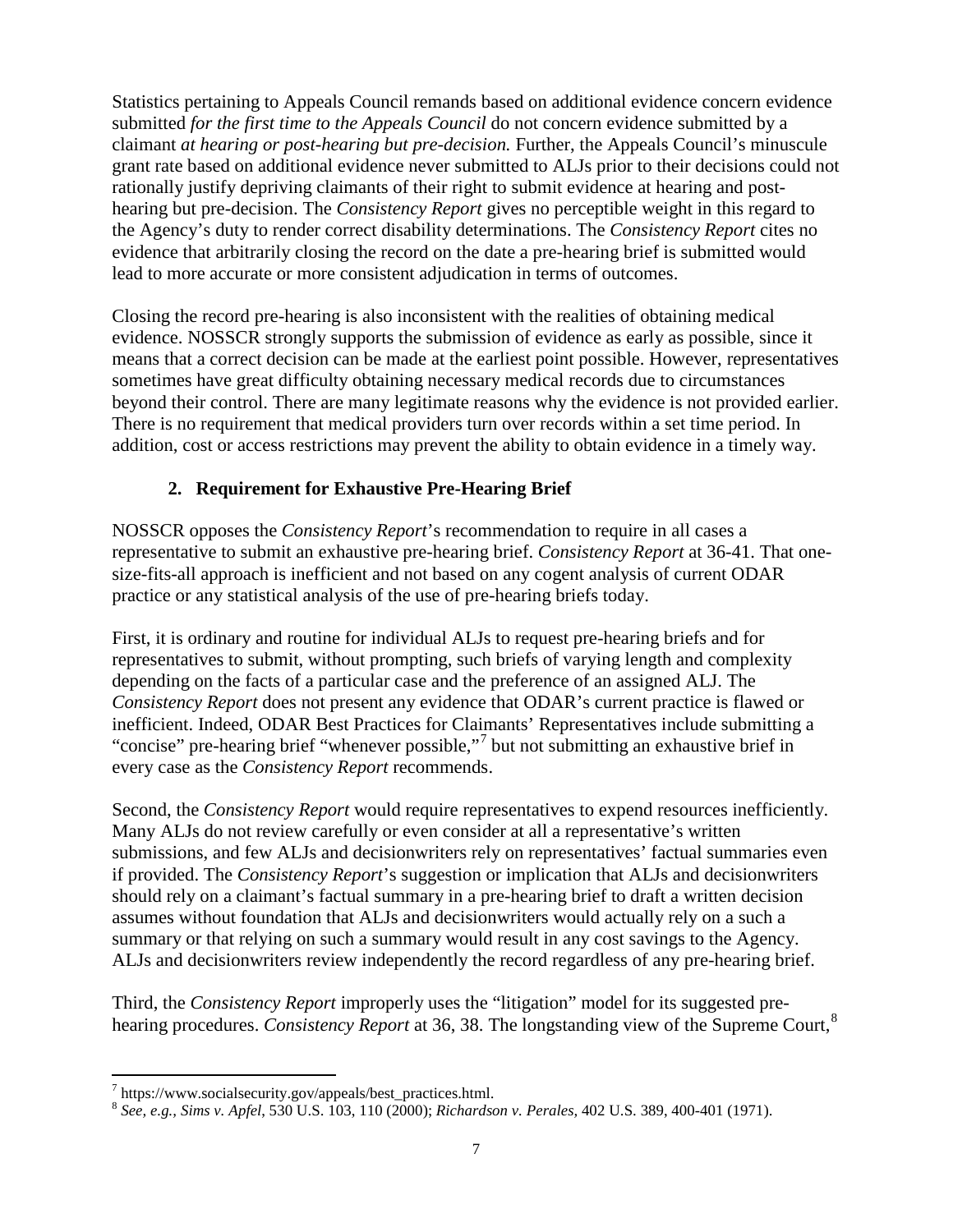Statistics pertaining to Appeals Council remands based on additional evidence concern evidence submitted *for the first time to the Appeals Council* do not concern evidence submitted by a claimant *at hearing or post-hearing but pre-decision.* Further, the Appeals Council's minuscule grant rate based on additional evidence never submitted to ALJs prior to their decisions could not rationally justify depriving claimants of their right to submit evidence at hearing and post-hearing but pre-decision. The *Consistency Report* gives no perceptible weight in this regard to the Agency's duty to render correct disability determinations. The *Consistency Report* cites no evidence that arbitrarily closing the record on the date a pre-hearing brief is submitted would lead to more accurate or more consistent adjudication in terms of outcomes.

Closing the record pre-hearing is also inconsistent with the realities of obtaining medical evidence. NOSSCR strongly supports the submission of evidence as early as possible, since it means that a correct decision can be made at the earliest point possible. However, representatives sometimes have great difficulty obtaining necessary medical records due to circumstances beyond their control. There are many legitimate reasons why the evidence is not provided earlier. There is no requirement that medical providers turn over records within a set time period. In addition, cost or access restrictions may prevent the ability to obtain evidence in a timely way.

### 2. Requirement for Exhaustive Pre-Hearing Brief

NOSSCR opposes the *Consistency Report*'s recommendation to require in all cases a representative to submit an exhaustive pre-hearing brief. *Consistency Report* at 36-41. That one-size-fits-all approach is inefficient and not based on any cogent analysis of current ODAR practice or any statistical analysis of the use of pre-hearing briefs today.

First, it is ordinary and routine for individual ALJs to request pre-hearing briefs and for representatives to submit, without prompting, such briefs of varying length and complexity depending on the facts of a particular case and the preference of an assigned ALJ. The *Consistency Report* does not present any evidence that ODAR's current practice is flawed or inefficient. Indeed, ODAR Best Practices for Claimants' Representatives include submitting a "concise" pre-hearing brief "whenever possible,"[7] but not submitting an exhaustive brief in every case as the *Consistency Report* recommends.

Second, the *Consistency Report* would require representatives to expend resources inefficiently. Many ALJs do not review carefully or even consider at all a representative's written submissions, and few ALJs and decisionwriters rely on representatives' factual summaries even if provided. The *Consistency Report*'s suggestion or implication that ALJs and decisionwriters should rely on a claimant's factual summary in a pre-hearing brief to draft a written decision assumes without foundation that ALJs and decisionwriters would actually rely on a such a summary or that relying on such a summary would result in any cost savings to the Agency. ALJs and decisionwriters review independently the record regardless of any pre-hearing brief.

Third, the *Consistency Report* improperly uses the "litigation" model for its suggested pre-hearing procedures. *Consistency Report* at 36, 38. The longstanding view of the Supreme Court,[8]

---

[7] https://www.socialsecurity.gov/appeals/best_practices.html.

[8] *See, e.g., Sims v. Apfel*, 530 U.S. 103, 110 (2000); *Richardson v. Perales*, 402 U.S. 389, 400-401 (1971).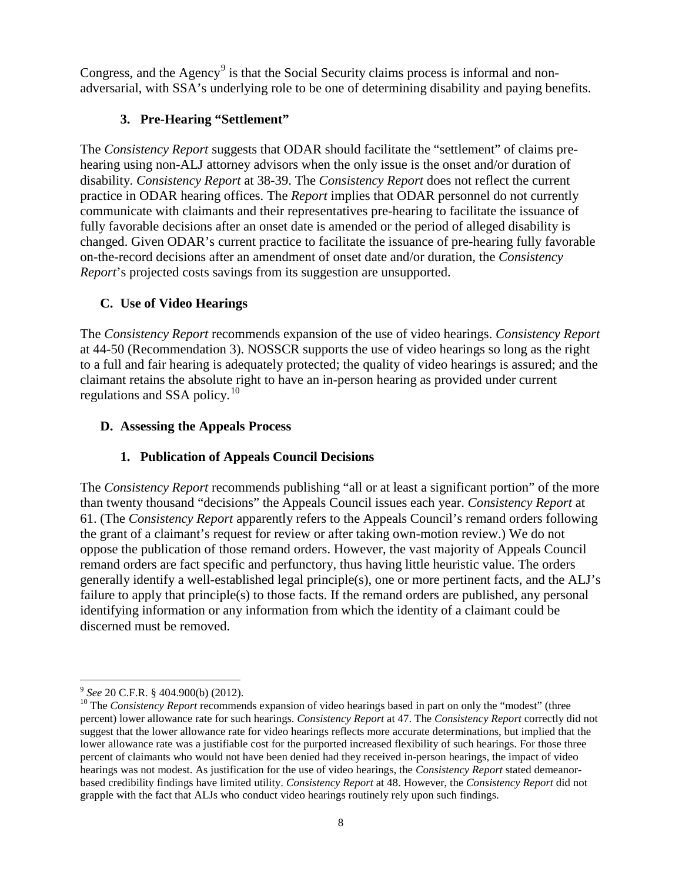Congress, and the Agency[9] is that the Social Security claims process is informal and non-adversarial, with SSA's underlying role to be one of determining disability and paying benefits.

### 3. Pre-Hearing "Settlement"

The *Consistency Report* suggests that ODAR should facilitate the "settlement" of claims pre-hearing using non-ALJ attorney advisors when the only issue is the onset and/or duration of disability. *Consistency Report* at 38-39. The *Consistency Report* does not reflect the current practice in ODAR hearing offices. The *Report* implies that ODAR personnel do not currently communicate with claimants and their representatives pre-hearing to facilitate the issuance of fully favorable decisions after an onset date is amended or the period of alleged disability is changed. Given ODAR's current practice to facilitate the issuance of pre-hearing fully favorable on-the-record decisions after an amendment of onset date and/or duration, the *Consistency Report*'s projected costs savings from its suggestion are unsupported.

## C. Use of Video Hearings

The *Consistency Report* recommends expansion of the use of video hearings. *Consistency Report* at 44-50 (Recommendation 3). NOSSCR supports the use of video hearings so long as the right to a full and fair hearing is adequately protected; the quality of video hearings is assured; and the claimant retains the absolute right to have an in-person hearing as provided under current regulations and SSA policy.[10]

## D. Assessing the Appeals Process

### 1. Publication of Appeals Council Decisions

The *Consistency Report* recommends publishing "all or at least a significant portion" of the more than twenty thousand "decisions" the Appeals Council issues each year. *Consistency Report* at 61. (The *Consistency Report* apparently refers to the Appeals Council's remand orders following the grant of a claimant's request for review or after taking own-motion review.) We do not oppose the publication of those remand orders. However, the vast majority of Appeals Council remand orders are fact specific and perfunctory, thus having little heuristic value. The orders generally identify a well-established legal principle(s), one or more pertinent facts, and the ALJ's failure to apply that principle(s) to those facts. If the remand orders are published, any personal identifying information or any information from which the identity of a claimant could be discerned must be removed.

---

[9] *See* 20 C.F.R. § 404.900(b) (2012).

[10] The *Consistency Report* recommends expansion of video hearings based in part on only the "modest" (three percent) lower allowance rate for such hearings. *Consistency Report* at 47. The *Consistency Report* correctly did not suggest that the lower allowance rate for video hearings reflects more accurate determinations, but implied that the lower allowance rate was a justifiable cost for the purported increased flexibility of such hearings. For those three percent of claimants who would not have been denied had they received in-person hearings, the impact of video hearings was not modest. As justification for the use of video hearings, the *Consistency Report* stated demeanor-based credibility findings have limited utility. *Consistency Report* at 48. However, the *Consistency Report* did not grapple with the fact that ALJs who conduct video hearings routinely rely upon such findings.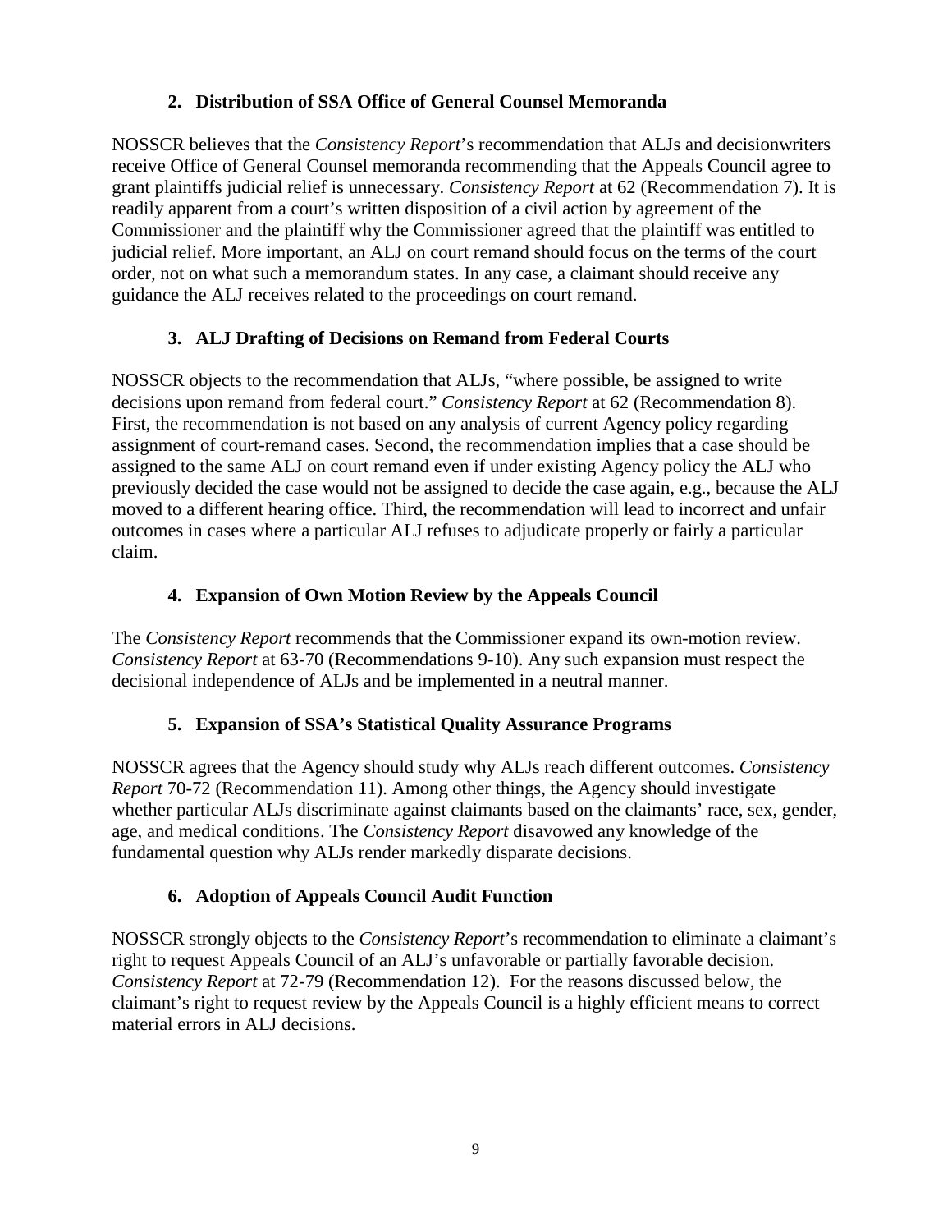### 2. Distribution of SSA Office of General Counsel Memoranda

NOSSCR believes that the *Consistency Report*'s recommendation that ALJs and decisionwriters receive Office of General Counsel memoranda recommending that the Appeals Council agree to grant plaintiffs judicial relief is unnecessary. *Consistency Report* at 62 (Recommendation 7). It is readily apparent from a court's written disposition of a civil action by agreement of the Commissioner and the plaintiff why the Commissioner agreed that the plaintiff was entitled to judicial relief. More important, an ALJ on court remand should focus on the terms of the court order, not on what such a memorandum states. In any case, a claimant should receive any guidance the ALJ receives related to the proceedings on court remand.

### 3. ALJ Drafting of Decisions on Remand from Federal Courts

NOSSCR objects to the recommendation that ALJs, "where possible, be assigned to write decisions upon remand from federal court." *Consistency Report* at 62 (Recommendation 8). First, the recommendation is not based on any analysis of current Agency policy regarding assignment of court-remand cases. Second, the recommendation implies that a case should be assigned to the same ALJ on court remand even if under existing Agency policy the ALJ who previously decided the case would not be assigned to decide the case again, e.g., because the ALJ moved to a different hearing office. Third, the recommendation will lead to incorrect and unfair outcomes in cases where a particular ALJ refuses to adjudicate properly or fairly a particular claim.

### 4. Expansion of Own Motion Review by the Appeals Council

The *Consistency Report* recommends that the Commissioner expand its own-motion review. *Consistency Report* at 63-70 (Recommendations 9-10). Any such expansion must respect the decisional independence of ALJs and be implemented in a neutral manner.

### 5. Expansion of SSA's Statistical Quality Assurance Programs

NOSSCR agrees that the Agency should study why ALJs reach different outcomes. *Consistency Report* 70-72 (Recommendation 11). Among other things, the Agency should investigate whether particular ALJs discriminate against claimants based on the claimants' race, sex, gender, age, and medical conditions. The *Consistency Report* disavowed any knowledge of the fundamental question why ALJs render markedly disparate decisions.

### 6. Adoption of Appeals Council Audit Function

NOSSCR strongly objects to the *Consistency Report*'s recommendation to eliminate a claimant's right to request Appeals Council of an ALJ's unfavorable or partially favorable decision. *Consistency Report* at 72-79 (Recommendation 12). For the reasons discussed below, the claimant's right to request review by the Appeals Council is a highly efficient means to correct material errors in ALJ decisions.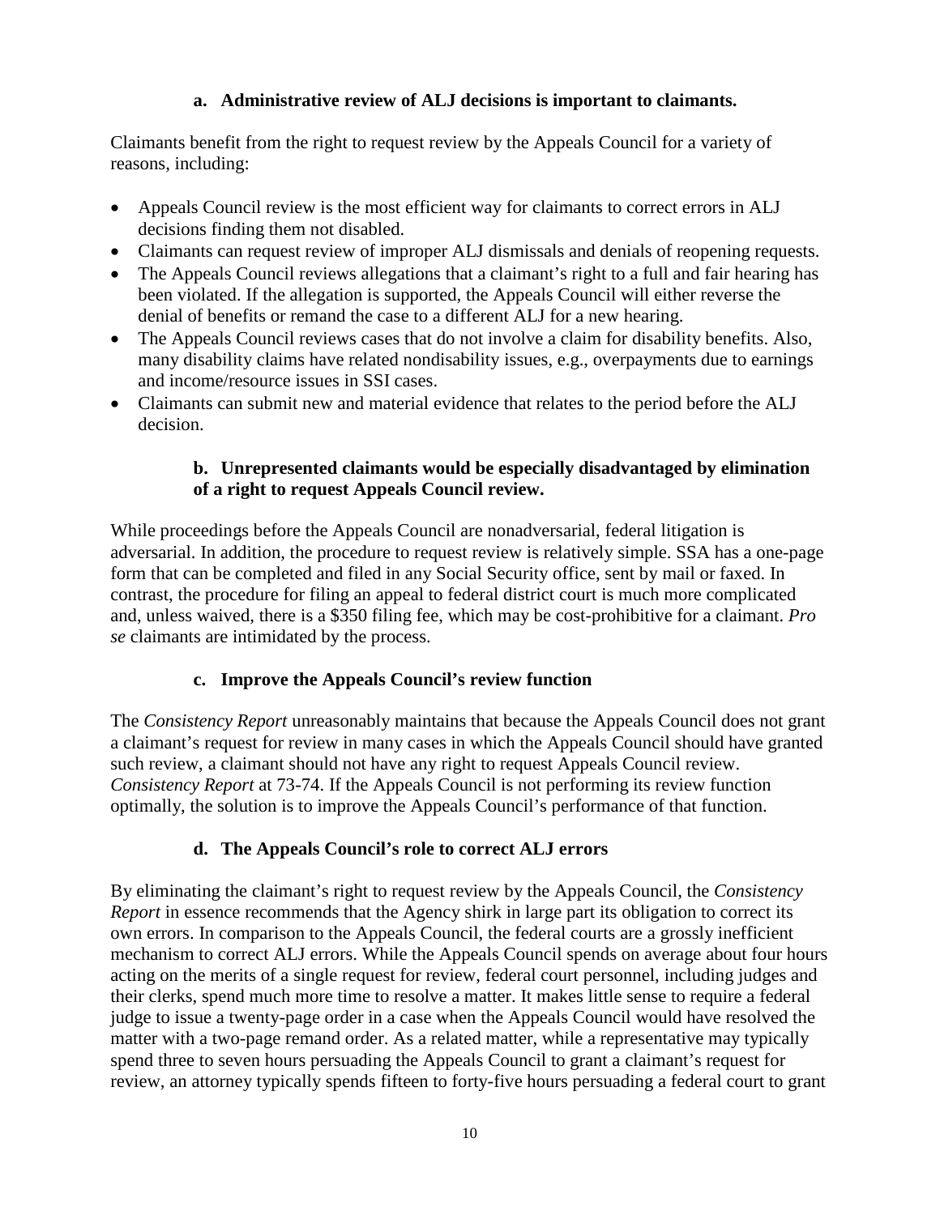### a. Administrative review of ALJ decisions is important to claimants.

Claimants benefit from the right to request review by the Appeals Council for a variety of reasons, including:

- Appeals Council review is the most efficient way for claimants to correct errors in ALJ decisions finding them not disabled.
- Claimants can request review of improper ALJ dismissals and denials of reopening requests.
- The Appeals Council reviews allegations that a claimant's right to a full and fair hearing has been violated. If the allegation is supported, the Appeals Council will either reverse the denial of benefits or remand the case to a different ALJ for a new hearing.
- The Appeals Council reviews cases that do not involve a claim for disability benefits. Also, many disability claims have related nondisability issues, e.g., overpayments due to earnings and income/resource issues in SSI cases.
- Claimants can submit new and material evidence that relates to the period before the ALJ decision.

### b. Unrepresented claimants would be especially disadvantaged by elimination of a right to request Appeals Council review.

While proceedings before the Appeals Council are nonadversarial, federal litigation is adversarial. In addition, the procedure to request review is relatively simple. SSA has a one-page form that can be completed and filed in any Social Security office, sent by mail or faxed. In contrast, the procedure for filing an appeal to federal district court is much more complicated and, unless waived, there is a $350 filing fee, which may be cost-prohibitive for a claimant. *Pro se* claimants are intimidated by the process.

### c. Improve the Appeals Council's review function

The *Consistency Report* unreasonably maintains that because the Appeals Council does not grant a claimant's request for review in many cases in which the Appeals Council should have granted such review, a claimant should not have any right to request Appeals Council review. *Consistency Report* at 73-74. If the Appeals Council is not performing its review function optimally, the solution is to improve the Appeals Council's performance of that function.

### d. The Appeals Council's role to correct ALJ errors

By eliminating the claimant's right to request review by the Appeals Council, the *Consistency Report* in essence recommends that the Agency shirk in large part its obligation to correct its own errors. In comparison to the Appeals Council, the federal courts are a grossly inefficient mechanism to correct ALJ errors. While the Appeals Council spends on average about four hours acting on the merits of a single request for review, federal court personnel, including judges and their clerks, spend much more time to resolve a matter. It makes little sense to require a federal judge to issue a twenty-page order in a case when the Appeals Council would have resolved the matter with a two-page remand order. As a related matter, while a representative may typically spend three to seven hours persuading the Appeals Council to grant a claimant's request for review, an attorney typically spends fifteen to forty-five hours persuading a federal court to grant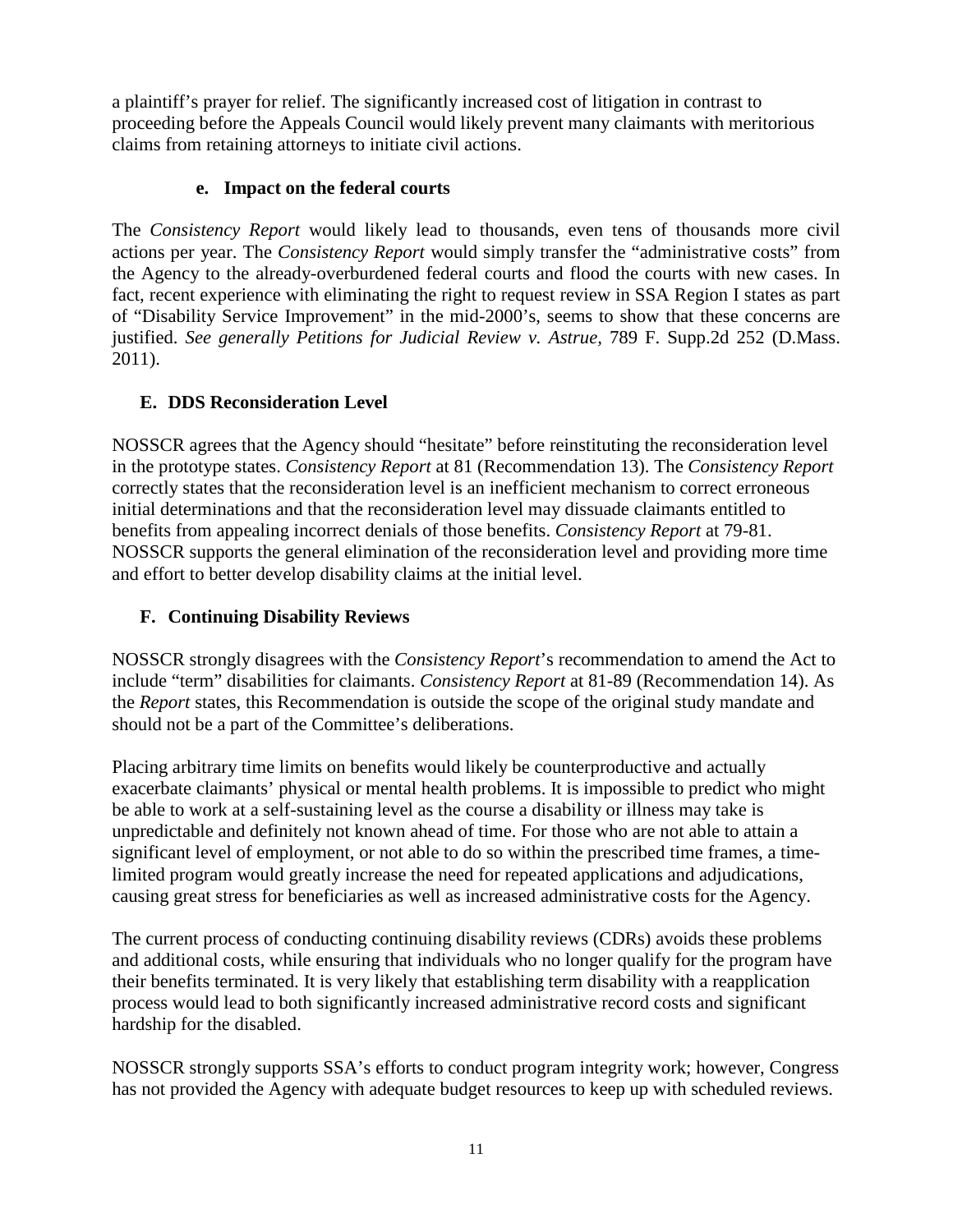a plaintiff's prayer for relief. The significantly increased cost of litigation in contrast to proceeding before the Appeals Council would likely prevent many claimants with meritorious claims from retaining attorneys to initiate civil actions.

#### e. Impact on the federal courts

The *Consistency Report* would likely lead to thousands, even tens of thousands more civil actions per year. The *Consistency Report* would simply transfer the "administrative costs" from the Agency to the already-overburdened federal courts and flood the courts with new cases. In fact, recent experience with eliminating the right to request review in SSA Region I states as part of "Disability Service Improvement" in the mid-2000's, seems to show that these concerns are justified. *See generally Petitions for Judicial Review v. Astrue*, 789 F. Supp.2d 252 (D.Mass. 2011).

### E. DDS Reconsideration Level

NOSSCR agrees that the Agency should "hesitate" before reinstituting the reconsideration level in the prototype states. *Consistency Report* at 81 (Recommendation 13). The *Consistency Report* correctly states that the reconsideration level is an inefficient mechanism to correct erroneous initial determinations and that the reconsideration level may dissuade claimants entitled to benefits from appealing incorrect denials of those benefits. *Consistency Report* at 79-81. NOSSCR supports the general elimination of the reconsideration level and providing more time and effort to better develop disability claims at the initial level.

### F. Continuing Disability Reviews

NOSSCR strongly disagrees with the *Consistency Report*'s recommendation to amend the Act to include "term" disabilities for claimants. *Consistency Report* at 81-89 (Recommendation 14). As the *Report* states, this Recommendation is outside the scope of the original study mandate and should not be a part of the Committee's deliberations.

Placing arbitrary time limits on benefits would likely be counterproductive and actually exacerbate claimants' physical or mental health problems. It is impossible to predict who might be able to work at a self-sustaining level as the course a disability or illness may take is unpredictable and definitely not known ahead of time. For those who are not able to attain a significant level of employment, or not able to do so within the prescribed time frames, a time-limited program would greatly increase the need for repeated applications and adjudications, causing great stress for beneficiaries as well as increased administrative costs for the Agency.

The current process of conducting continuing disability reviews (CDRs) avoids these problems and additional costs, while ensuring that individuals who no longer qualify for the program have their benefits terminated. It is very likely that establishing term disability with a reapplication process would lead to both significantly increased administrative record costs and significant hardship for the disabled.

NOSSCR strongly supports SSA's efforts to conduct program integrity work; however, Congress has not provided the Agency with adequate budget resources to keep up with scheduled reviews.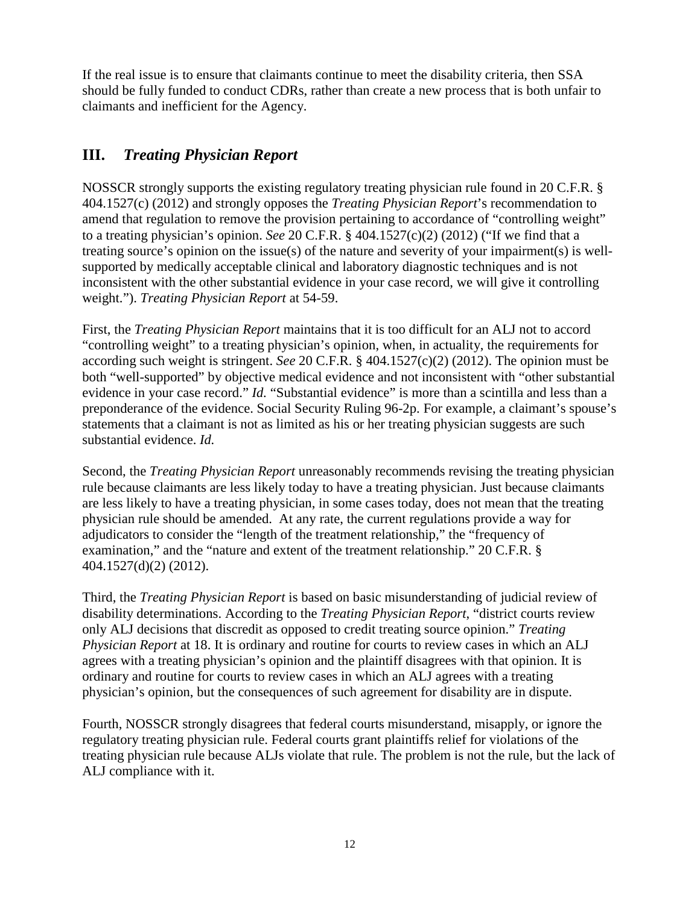If the real issue is to ensure that claimants continue to meet the disability criteria, then SSA should be fully funded to conduct CDRs, rather than create a new process that is both unfair to claimants and inefficient for the Agency.

## III. *Treating Physician Report*

NOSSCR strongly supports the existing regulatory treating physician rule found in 20 C.F.R. § 404.1527(c) (2012) and strongly opposes the *Treating Physician Report*'s recommendation to amend that regulation to remove the provision pertaining to accordance of "controlling weight" to a treating physician's opinion. *See* 20 C.F.R. § 404.1527(c)(2) (2012) ("If we find that a treating source's opinion on the issue(s) of the nature and severity of your impairment(s) is well-supported by medically acceptable clinical and laboratory diagnostic techniques and is not inconsistent with the other substantial evidence in your case record, we will give it controlling weight."). *Treating Physician Report* at 54-59.

First, the *Treating Physician Report* maintains that it is too difficult for an ALJ not to accord "controlling weight" to a treating physician's opinion, when, in actuality, the requirements for according such weight is stringent. *See* 20 C.F.R. § 404.1527(c)(2) (2012). The opinion must be both "well-supported" by objective medical evidence and not inconsistent with "other substantial evidence in your case record." *Id.* "Substantial evidence" is more than a scintilla and less than a preponderance of the evidence. Social Security Ruling 96-2p. For example, a claimant's spouse's statements that a claimant is not as limited as his or her treating physician suggests are such substantial evidence. *Id.*

Second, the *Treating Physician Report* unreasonably recommends revising the treating physician rule because claimants are less likely today to have a treating physician. Just because claimants are less likely to have a treating physician, in some cases today, does not mean that the treating physician rule should be amended. At any rate, the current regulations provide a way for adjudicators to consider the "length of the treatment relationship," the "frequency of examination," and the "nature and extent of the treatment relationship." 20 C.F.R. § 404.1527(d)(2) (2012).

Third, the *Treating Physician Report* is based on basic misunderstanding of judicial review of disability determinations. According to the *Treating Physician Report*, "district courts review only ALJ decisions that discredit as opposed to credit treating source opinion." *Treating Physician Report* at 18. It is ordinary and routine for courts to review cases in which an ALJ agrees with a treating physician's opinion and the plaintiff disagrees with that opinion. It is ordinary and routine for courts to review cases in which an ALJ agrees with a treating physician's opinion, but the consequences of such agreement for disability are in dispute.

Fourth, NOSSCR strongly disagrees that federal courts misunderstand, misapply, or ignore the regulatory treating physician rule. Federal courts grant plaintiffs relief for violations of the treating physician rule because ALJs violate that rule. The problem is not the rule, but the lack of ALJ compliance with it.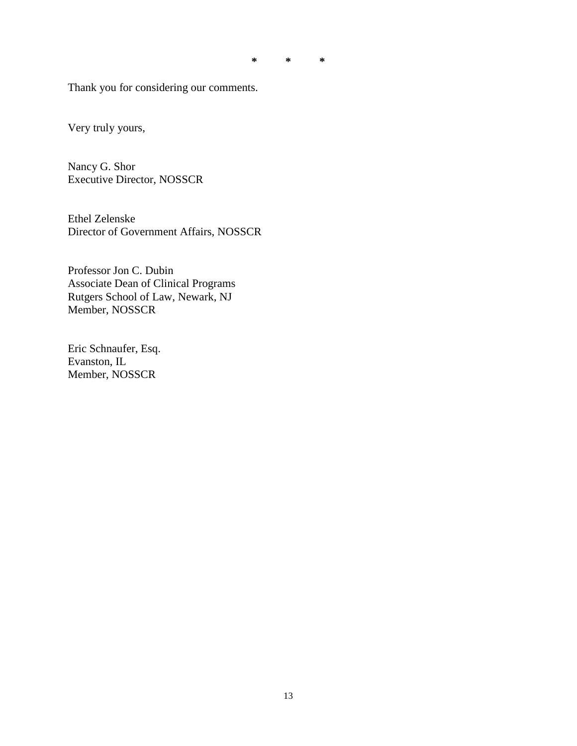\*            \*            \*

Thank you for considering our comments.

Very truly yours,

Nancy G. Shor  
Executive Director, NOSSCR

Ethel Zelenske  
Director of Government Affairs, NOSSCR

Professor Jon C. Dubin  
Associate Dean of Clinical Programs  
Rutgers School of Law, Newark, NJ  
Member, NOSSCR

Eric Schnaufer, Esq.  
Evanston, IL  
Member, NOSSCR